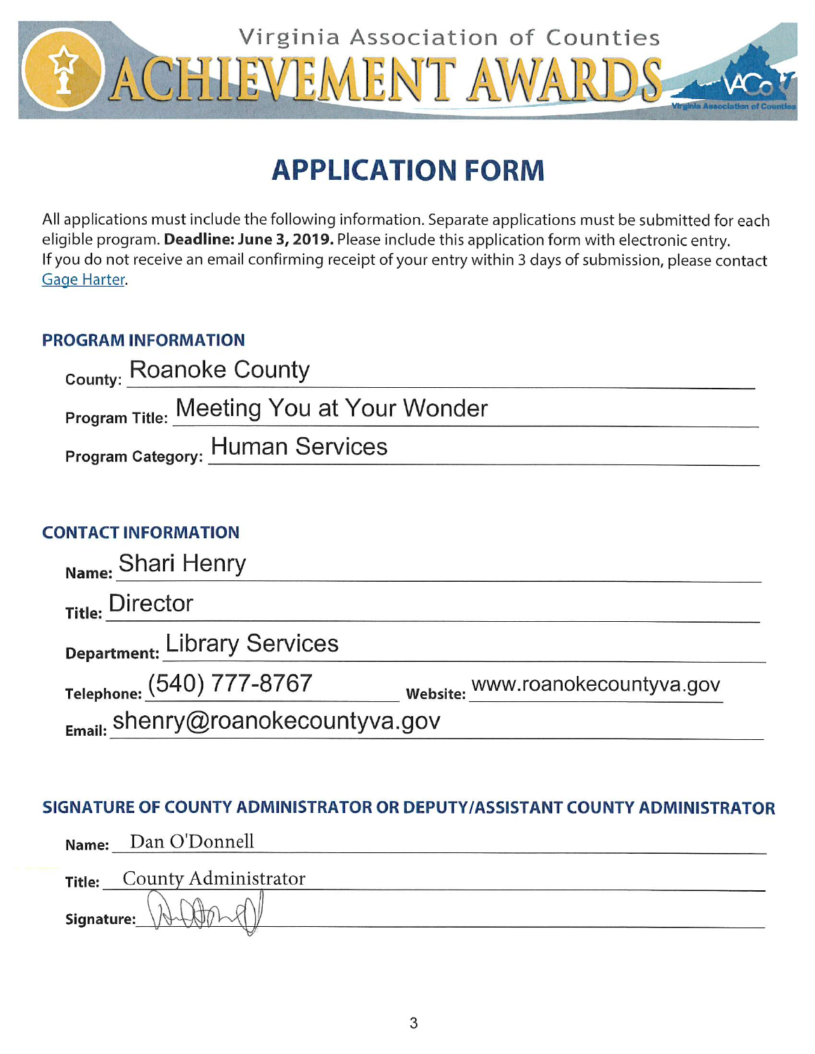# Virginia Association of Counties ACHIEVEMENT AWARDS

## APPLICATION FORM

All applications must include the following information. Separate applications must be submitted for each eligible program. **Deadline: June 3, 2019.** Please include this application form with electronic entry. If you do not receive an email confirming receipt of your entry within 3 days of submission, please contact Gage Harter.

### PROGRAM INFORMATION

**County:** Roanoke County

**Program Title:** Meeting You at Your Wonder

**Program Category:** Human Services

### CONTACT INFORMATION

**Name:** Shari Henry

**Title:** Director

**Department:** Library Services

**Telephone:** (540) 777-8767 **Website:** www.roanokecountyva.gov

**Email:** shenry@roanokecountyva.gov

### SIGNATURE OF COUNTY ADMINISTRATOR OR DEPUTY/ASSISTANT COUNTY ADMINISTRATOR

**Name:** Dan O'Donnell

**Title:** County Administrator

**Signature:** [signature]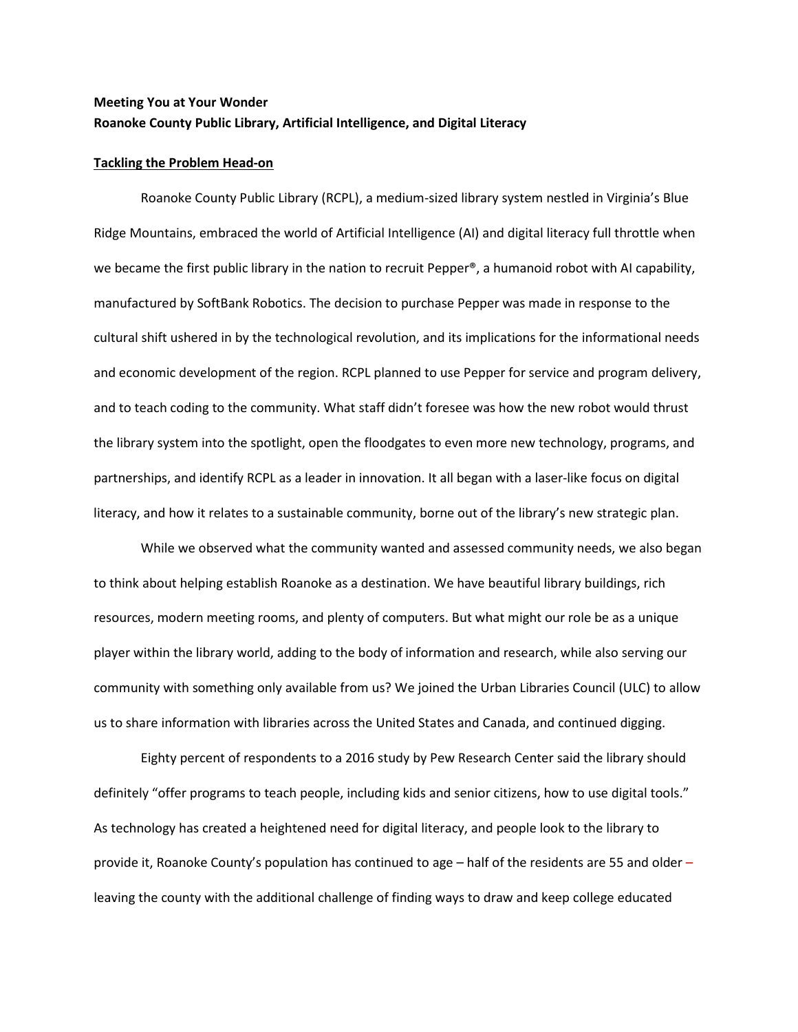**Meeting You at Your Wonder**
**Roanoke County Public Library, Artificial Intelligence, and Digital Literacy**

**Tackling the Problem Head-on**

Roanoke County Public Library (RCPL), a medium-sized library system nestled in Virginia's Blue Ridge Mountains, embraced the world of Artificial Intelligence (AI) and digital literacy full throttle when we became the first public library in the nation to recruit Pepper®, a humanoid robot with AI capability, manufactured by SoftBank Robotics. The decision to purchase Pepper was made in response to the cultural shift ushered in by the technological revolution, and its implications for the informational needs and economic development of the region. RCPL planned to use Pepper for service and program delivery, and to teach coding to the community. What staff didn't foresee was how the new robot would thrust the library system into the spotlight, open the floodgates to even more new technology, programs, and partnerships, and identify RCPL as a leader in innovation. It all began with a laser-like focus on digital literacy, and how it relates to a sustainable community, borne out of the library's new strategic plan.

While we observed what the community wanted and assessed community needs, we also began to think about helping establish Roanoke as a destination. We have beautiful library buildings, rich resources, modern meeting rooms, and plenty of computers. But what might our role be as a unique player within the library world, adding to the body of information and research, while also serving our community with something only available from us? We joined the Urban Libraries Council (ULC) to allow us to share information with libraries across the United States and Canada, and continued digging.

Eighty percent of respondents to a 2016 study by Pew Research Center said the library should definitely "offer programs to teach people, including kids and senior citizens, how to use digital tools." As technology has created a heightened need for digital literacy, and people look to the library to provide it, Roanoke County's population has continued to age – half of the residents are 55 and older – leaving the county with the additional challenge of finding ways to draw and keep college educated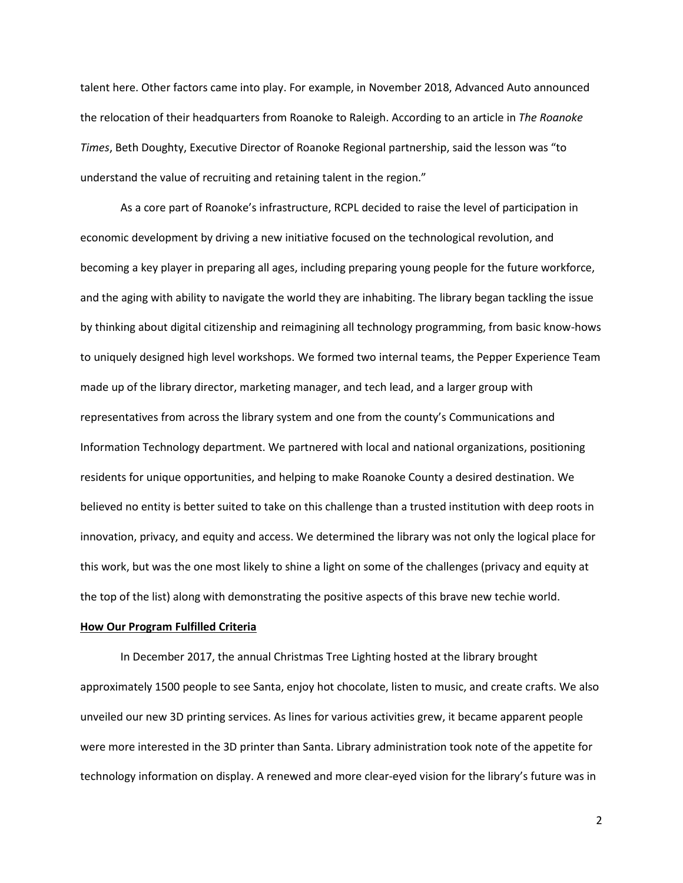talent here. Other factors came into play. For example, in November 2018, Advanced Auto announced the relocation of their headquarters from Roanoke to Raleigh. According to an article in *The Roanoke Times*, Beth Doughty, Executive Director of Roanoke Regional partnership, said the lesson was "to understand the value of recruiting and retaining talent in the region."

As a core part of Roanoke's infrastructure, RCPL decided to raise the level of participation in economic development by driving a new initiative focused on the technological revolution, and becoming a key player in preparing all ages, including preparing young people for the future workforce, and the aging with ability to navigate the world they are inhabiting. The library began tackling the issue by thinking about digital citizenship and reimagining all technology programming, from basic know-hows to uniquely designed high level workshops. We formed two internal teams, the Pepper Experience Team made up of the library director, marketing manager, and tech lead, and a larger group with representatives from across the library system and one from the county's Communications and Information Technology department. We partnered with local and national organizations, positioning residents for unique opportunities, and helping to make Roanoke County a desired destination. We believed no entity is better suited to take on this challenge than a trusted institution with deep roots in innovation, privacy, and equity and access. We determined the library was not only the logical place for this work, but was the one most likely to shine a light on some of the challenges (privacy and equity at the top of the list) along with demonstrating the positive aspects of this brave new techie world.

**How Our Program Fulfilled Criteria**

In December 2017, the annual Christmas Tree Lighting hosted at the library brought approximately 1500 people to see Santa, enjoy hot chocolate, listen to music, and create crafts. We also unveiled our new 3D printing services. As lines for various activities grew, it became apparent people were more interested in the 3D printer than Santa. Library administration took note of the appetite for technology information on display. A renewed and more clear-eyed vision for the library's future was in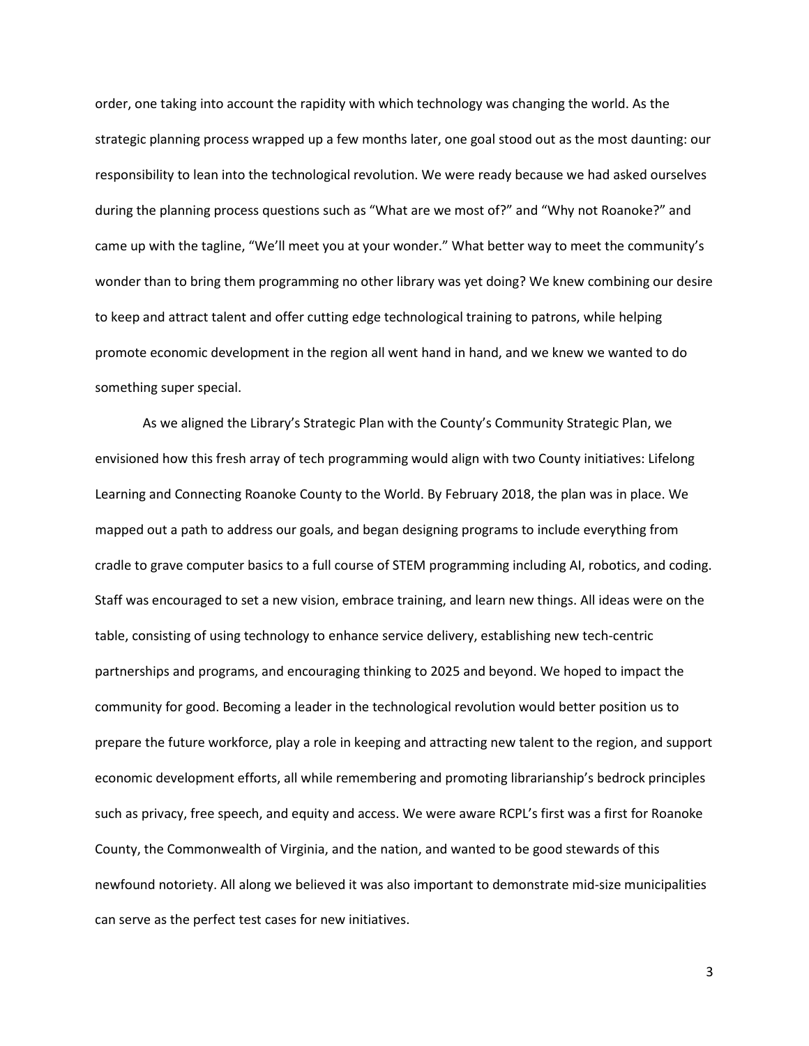order, one taking into account the rapidity with which technology was changing the world. As the strategic planning process wrapped up a few months later, one goal stood out as the most daunting: our responsibility to lean into the technological revolution. We were ready because we had asked ourselves during the planning process questions such as "What are we most of?" and "Why not Roanoke?" and came up with the tagline, "We'll meet you at your wonder." What better way to meet the community's wonder than to bring them programming no other library was yet doing? We knew combining our desire to keep and attract talent and offer cutting edge technological training to patrons, while helping promote economic development in the region all went hand in hand, and we knew we wanted to do something super special.

As we aligned the Library's Strategic Plan with the County's Community Strategic Plan, we envisioned how this fresh array of tech programming would align with two County initiatives: Lifelong Learning and Connecting Roanoke County to the World. By February 2018, the plan was in place. We mapped out a path to address our goals, and began designing programs to include everything from cradle to grave computer basics to a full course of STEM programming including AI, robotics, and coding. Staff was encouraged to set a new vision, embrace training, and learn new things. All ideas were on the table, consisting of using technology to enhance service delivery, establishing new tech-centric partnerships and programs, and encouraging thinking to 2025 and beyond. We hoped to impact the community for good. Becoming a leader in the technological revolution would better position us to prepare the future workforce, play a role in keeping and attracting new talent to the region, and support economic development efforts, all while remembering and promoting librarianship's bedrock principles such as privacy, free speech, and equity and access. We were aware RCPL's first was a first for Roanoke County, the Commonwealth of Virginia, and the nation, and wanted to be good stewards of this newfound notoriety. All along we believed it was also important to demonstrate mid-size municipalities can serve as the perfect test cases for new initiatives.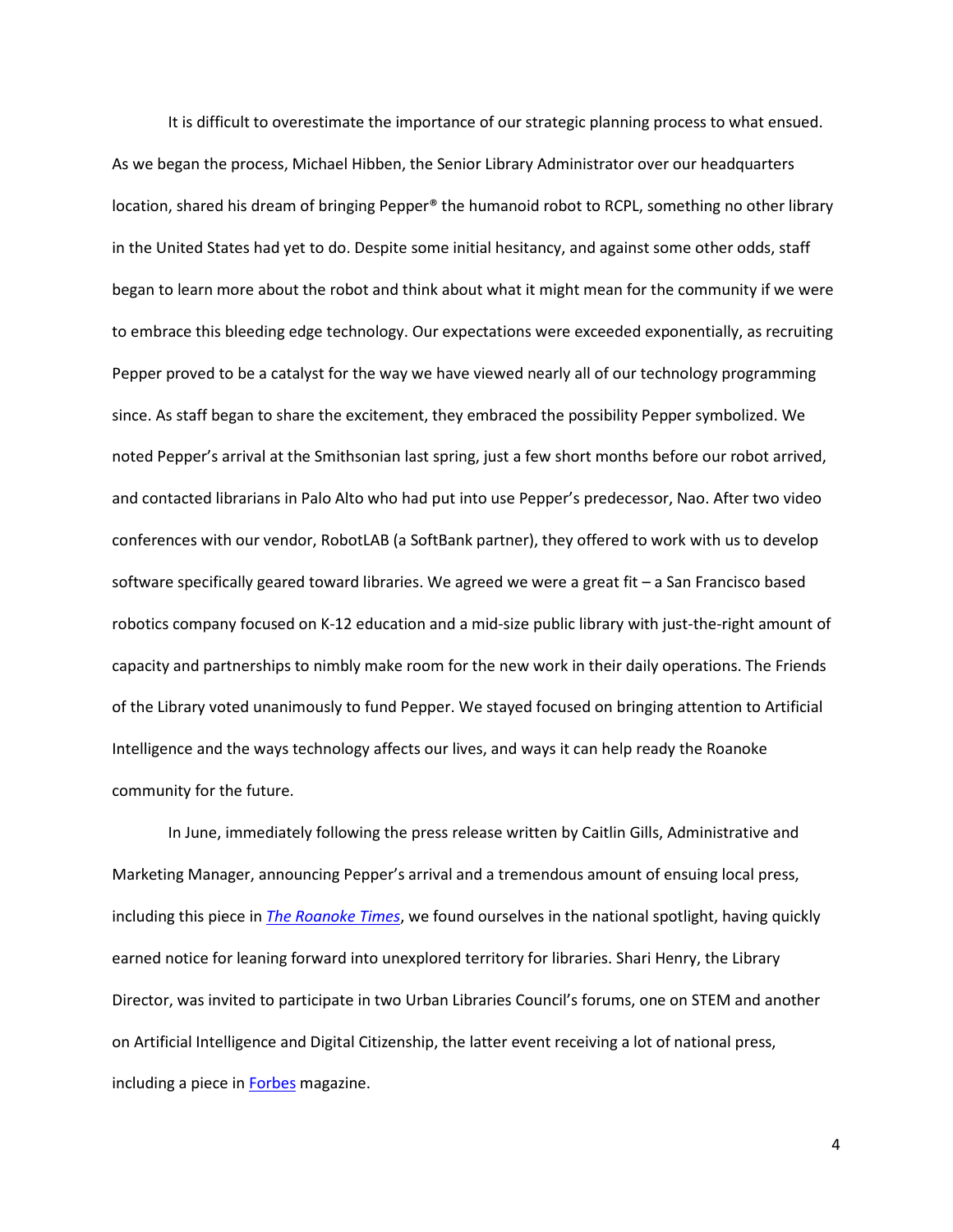It is difficult to overestimate the importance of our strategic planning process to what ensued. As we began the process, Michael Hibben, the Senior Library Administrator over our headquarters location, shared his dream of bringing Pepper® the humanoid robot to RCPL, something no other library in the United States had yet to do. Despite some initial hesitancy, and against some other odds, staff began to learn more about the robot and think about what it might mean for the community if we were to embrace this bleeding edge technology. Our expectations were exceeded exponentially, as recruiting Pepper proved to be a catalyst for the way we have viewed nearly all of our technology programming since. As staff began to share the excitement, they embraced the possibility Pepper symbolized. We noted Pepper's arrival at the Smithsonian last spring, just a few short months before our robot arrived, and contacted librarians in Palo Alto who had put into use Pepper's predecessor, Nao. After two video conferences with our vendor, RobotLAB (a SoftBank partner), they offered to work with us to develop software specifically geared toward libraries. We agreed we were a great fit – a San Francisco based robotics company focused on K-12 education and a mid-size public library with just-the-right amount of capacity and partnerships to nimbly make room for the new work in their daily operations. The Friends of the Library voted unanimously to fund Pepper. We stayed focused on bringing attention to Artificial Intelligence and the ways technology affects our lives, and ways it can help ready the Roanoke community for the future.

In June, immediately following the press release written by Caitlin Gills, Administrative and Marketing Manager, announcing Pepper's arrival and a tremendous amount of ensuing local press, including this piece in *The Roanoke Times*, we found ourselves in the national spotlight, having quickly earned notice for leaning forward into unexplored territory for libraries. Shari Henry, the Library Director, was invited to participate in two Urban Libraries Council's forums, one on STEM and another on Artificial Intelligence and Digital Citizenship, the latter event receiving a lot of national press, including a piece in Forbes magazine.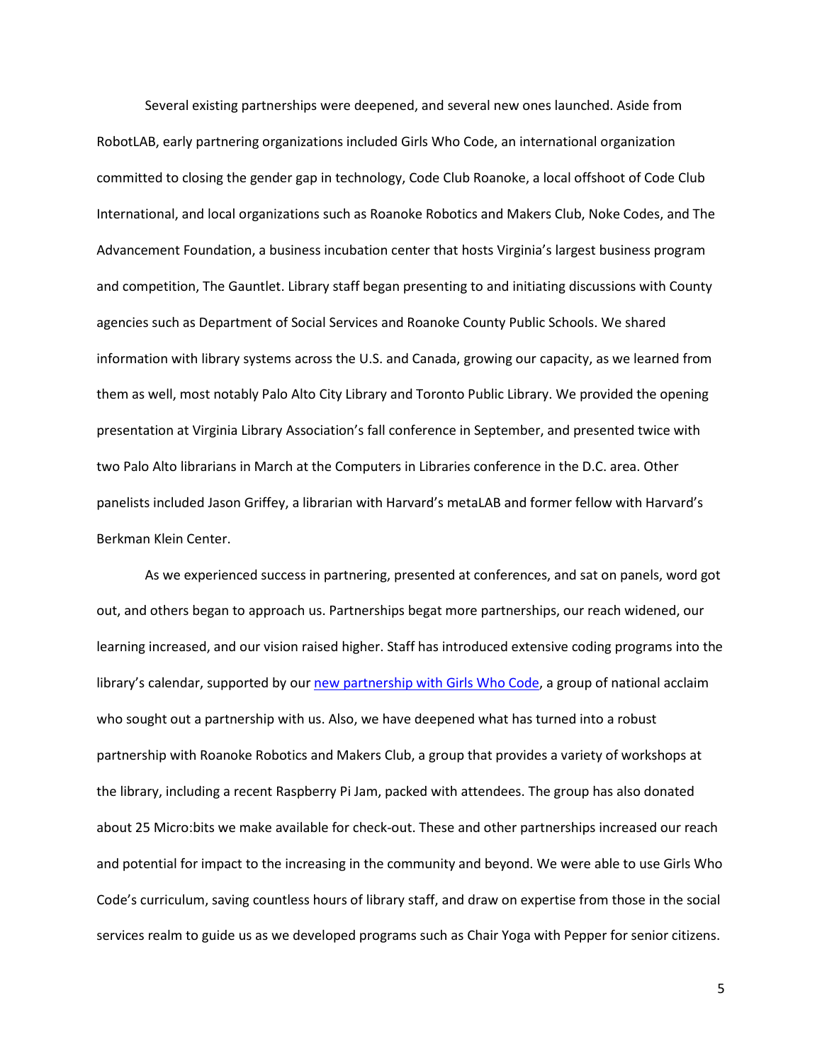Several existing partnerships were deepened, and several new ones launched. Aside from RobotLAB, early partnering organizations included Girls Who Code, an international organization committed to closing the gender gap in technology, Code Club Roanoke, a local offshoot of Code Club International, and local organizations such as Roanoke Robotics and Makers Club, Noke Codes, and The Advancement Foundation, a business incubation center that hosts Virginia's largest business program and competition, The Gauntlet. Library staff began presenting to and initiating discussions with County agencies such as Department of Social Services and Roanoke County Public Schools. We shared information with library systems across the U.S. and Canada, growing our capacity, as we learned from them as well, most notably Palo Alto City Library and Toronto Public Library. We provided the opening presentation at Virginia Library Association's fall conference in September, and presented twice with two Palo Alto librarians in March at the Computers in Libraries conference in the D.C. area. Other panelists included Jason Griffey, a librarian with Harvard's metaLAB and former fellow with Harvard's Berkman Klein Center.

As we experienced success in partnering, presented at conferences, and sat on panels, word got out, and others began to approach us. Partnerships begat more partnerships, our reach widened, our learning increased, and our vision raised higher. Staff has introduced extensive coding programs into the library's calendar, supported by our new partnership with Girls Who Code, a group of national acclaim who sought out a partnership with us. Also, we have deepened what has turned into a robust partnership with Roanoke Robotics and Makers Club, a group that provides a variety of workshops at the library, including a recent Raspberry Pi Jam, packed with attendees. The group has also donated about 25 Micro:bits we make available for check-out. These and other partnerships increased our reach and potential for impact to the increasing in the community and beyond. We were able to use Girls Who Code's curriculum, saving countless hours of library staff, and draw on expertise from those in the social services realm to guide us as we developed programs such as Chair Yoga with Pepper for senior citizens.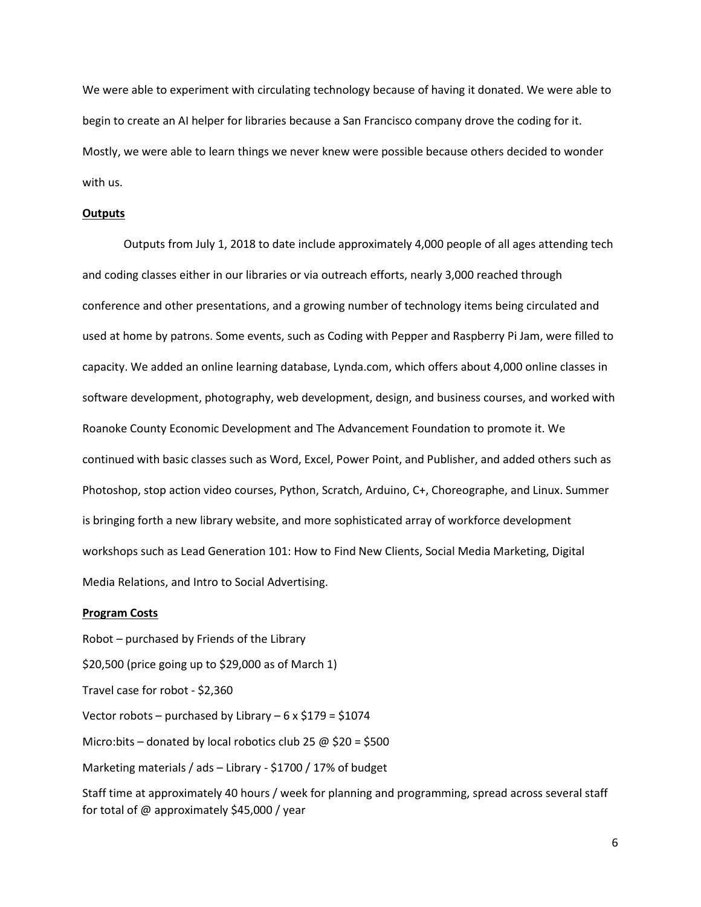We were able to experiment with circulating technology because of having it donated. We were able to begin to create an AI helper for libraries because a San Francisco company drove the coding for it. Mostly, we were able to learn things we never knew were possible because others decided to wonder with us.

**Outputs**

Outputs from July 1, 2018 to date include approximately 4,000 people of all ages attending tech and coding classes either in our libraries or via outreach efforts, nearly 3,000 reached through conference and other presentations, and a growing number of technology items being circulated and used at home by patrons. Some events, such as Coding with Pepper and Raspberry Pi Jam, were filled to capacity. We added an online learning database, Lynda.com, which offers about 4,000 online classes in software development, photography, web development, design, and business courses, and worked with Roanoke County Economic Development and The Advancement Foundation to promote it. We continued with basic classes such as Word, Excel, Power Point, and Publisher, and added others such as Photoshop, stop action video courses, Python, Scratch, Arduino, C+, Choreographe, and Linux. Summer is bringing forth a new library website, and more sophisticated array of workforce development workshops such as Lead Generation 101: How to Find New Clients, Social Media Marketing, Digital Media Relations, and Intro to Social Advertising.

**Program Costs**

Robot – purchased by Friends of the Library

$20,500 (price going up to $29,000 as of March 1)

Travel case for robot - $2,360

Vector robots – purchased by Library – 6 x $179 = $1074

Micro:bits – donated by local robotics club 25 @ $20 = $500

Marketing materials / ads – Library - $1700 / 17% of budget

Staff time at approximately 40 hours / week for planning and programming, spread across several staff for total of @ approximately $45,000 / year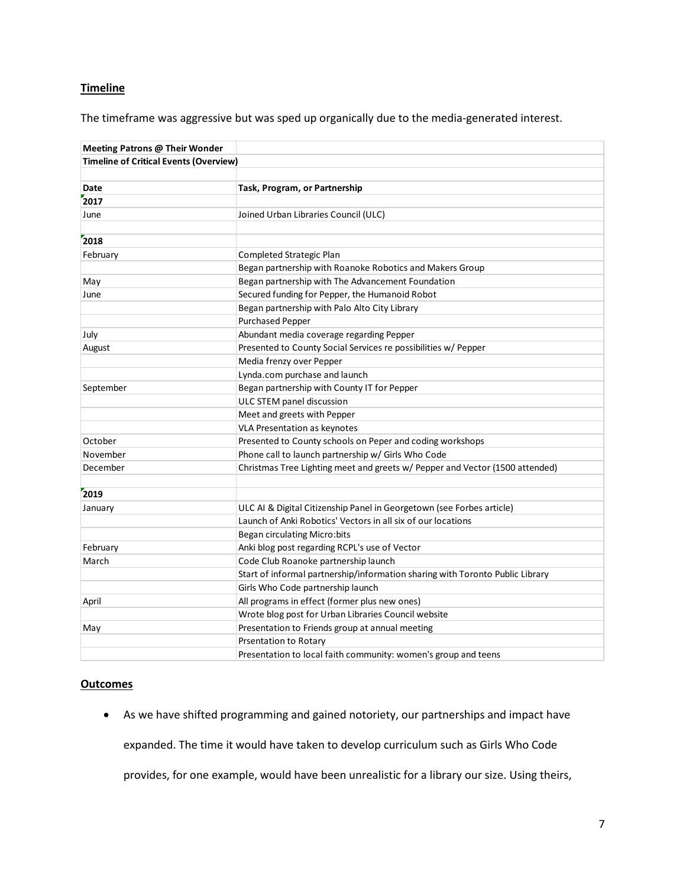## Timeline

The timeframe was aggressive but was sped up organically due to the media-generated interest.

| **Meeting Patrons @ Their Wonder** | |
|---|---|
| **Timeline of Critical Events (Overview)** | |
| | |
| **Date** | **Task, Program, or Partnership** |
| **2017** | |
| June | Joined Urban Libraries Council (ULC) |
| | |
| **2018** | |
| February | Completed Strategic Plan |
| | Began partnership with Roanoke Robotics and Makers Group |
| May | Began partnership with The Advancement Foundation |
| June | Secured funding for Pepper, the Humanoid Robot |
| | Began partnership with Palo Alto City Library |
| | Purchased Pepper |
| July | Abundant media coverage regarding Pepper |
| August | Presented to County Social Services re possibilities w/ Pepper |
| | Media frenzy over Pepper |
| | Lynda.com purchase and launch |
| September | Began partnership with County IT for Pepper |
| | ULC STEM panel discussion |
| | Meet and greets with Pepper |
| | VLA Presentation as keynotes |
| October | Presented to County schools on Peper and coding workshops |
| November | Phone call to launch partnership w/ Girls Who Code |
| December | Christmas Tree Lighting meet and greets w/ Pepper and Vector (1500 attended) |
| | |
| **2019** | |
| January | ULC AI & Digital Citizenship Panel in Georgetown (see Forbes article) |
| | Launch of Anki Robotics' Vectors in all six of our locations |
| | Began circulating Micro:bits |
| February | Anki blog post regarding RCPL's use of Vector |
| March | Code Club Roanoke partnership launch |
| | Start of informal partnership/information sharing with Toronto Public Library |
| | Girls Who Code partnership launch |
| April | All programs in effect (former plus new ones) |
| | Wrote blog post for Urban Libraries Council website |
| May | Presentation to Friends group at annual meeting |
| | Prsentation to Rotary |
| | Presentation to local faith community: women's group and teens |

## Outcomes

- As we have shifted programming and gained notoriety, our partnerships and impact have expanded. The time it would have taken to develop curriculum such as Girls Who Code provides, for one example, would have been unrealistic for a library our size. Using theirs,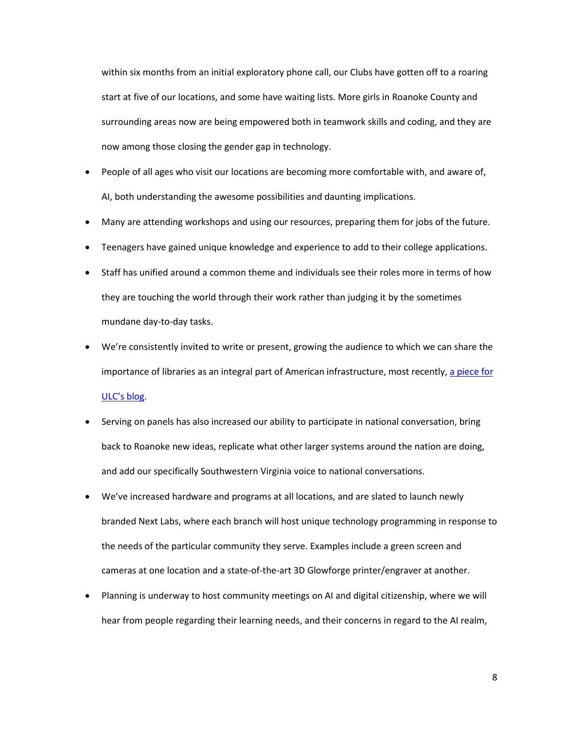within six months from an initial exploratory phone call, our Clubs have gotten off to a roaring start at five of our locations, and some have waiting lists. More girls in Roanoke County and surrounding areas now are being empowered both in teamwork skills and coding, and they are now among those closing the gender gap in technology.

- People of all ages who visit our locations are becoming more comfortable with, and aware of, AI, both understanding the awesome possibilities and daunting implications.
- Many are attending workshops and using our resources, preparing them for jobs of the future.
- Teenagers have gained unique knowledge and experience to add to their college applications.
- Staff has unified around a common theme and individuals see their roles more in terms of how they are touching the world through their work rather than judging it by the sometimes mundane day-to-day tasks.
- We're consistently invited to write or present, growing the audience to which we can share the importance of libraries as an integral part of American infrastructure, most recently, a piece for ULC's blog.
- Serving on panels has also increased our ability to participate in national conversation, bring back to Roanoke new ideas, replicate what other larger systems around the nation are doing, and add our specifically Southwestern Virginia voice to national conversations.
- We've increased hardware and programs at all locations, and are slated to launch newly branded Next Labs, where each branch will host unique technology programming in response to the needs of the particular community they serve. Examples include a green screen and cameras at one location and a state-of-the-art 3D Glowforge printer/engraver at another.
- Planning is underway to host community meetings on AI and digital citizenship, where we will hear from people regarding their learning needs, and their concerns in regard to the AI realm,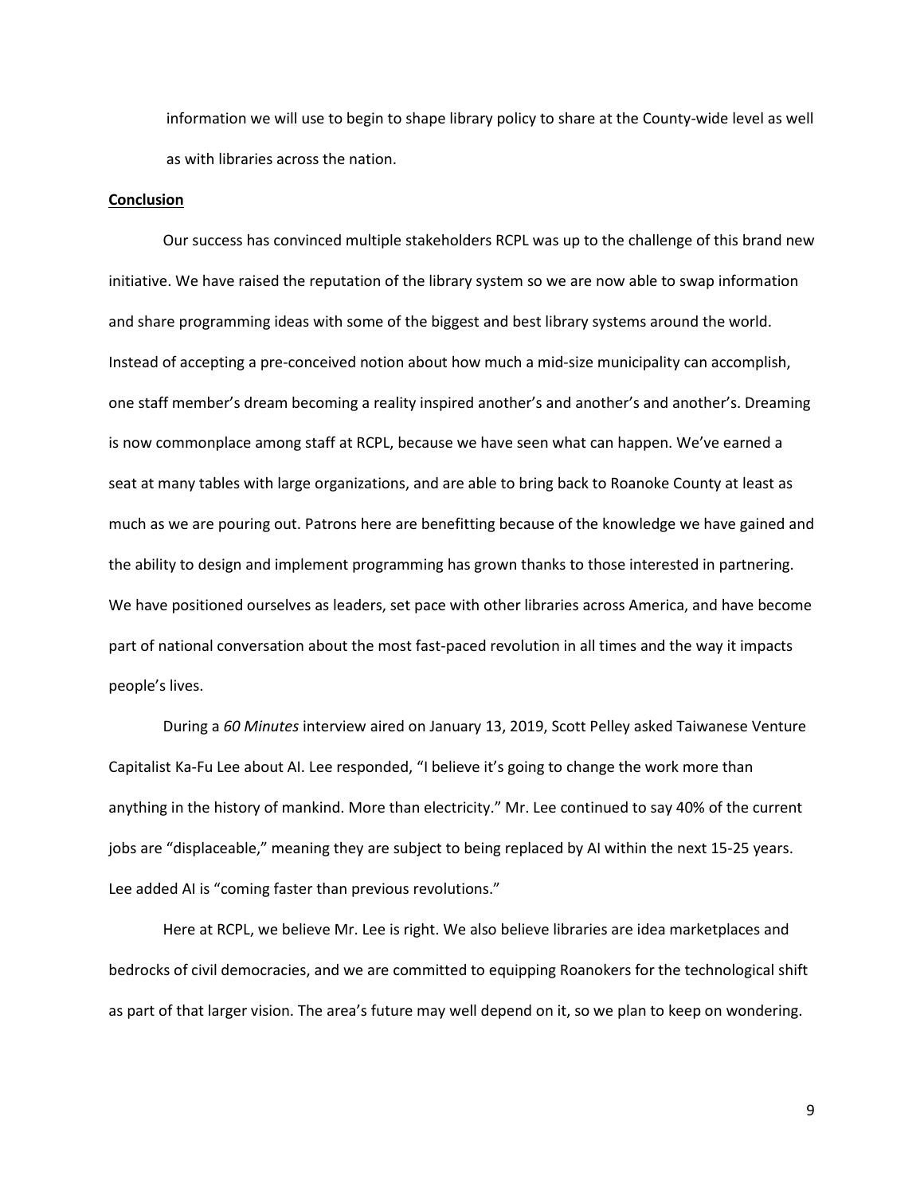information we will use to begin to shape library policy to share at the County-wide level as well as with libraries across the nation.

**Conclusion**

Our success has convinced multiple stakeholders RCPL was up to the challenge of this brand new initiative. We have raised the reputation of the library system so we are now able to swap information and share programming ideas with some of the biggest and best library systems around the world. Instead of accepting a pre-conceived notion about how much a mid-size municipality can accomplish, one staff member's dream becoming a reality inspired another's and another's and another's. Dreaming is now commonplace among staff at RCPL, because we have seen what can happen. We've earned a seat at many tables with large organizations, and are able to bring back to Roanoke County at least as much as we are pouring out. Patrons here are benefitting because of the knowledge we have gained and the ability to design and implement programming has grown thanks to those interested in partnering. We have positioned ourselves as leaders, set pace with other libraries across America, and have become part of national conversation about the most fast-paced revolution in all times and the way it impacts people's lives.

During a *60 Minutes* interview aired on January 13, 2019, Scott Pelley asked Taiwanese Venture Capitalist Ka-Fu Lee about AI. Lee responded, "I believe it's going to change the work more than anything in the history of mankind. More than electricity." Mr. Lee continued to say 40% of the current jobs are "displaceable," meaning they are subject to being replaced by AI within the next 15-25 years. Lee added AI is "coming faster than previous revolutions."

Here at RCPL, we believe Mr. Lee is right. We also believe libraries are idea marketplaces and bedrocks of civil democracies, and we are committed to equipping Roanokers for the technological shift as part of that larger vision. The area's future may well depend on it, so we plan to keep on wondering.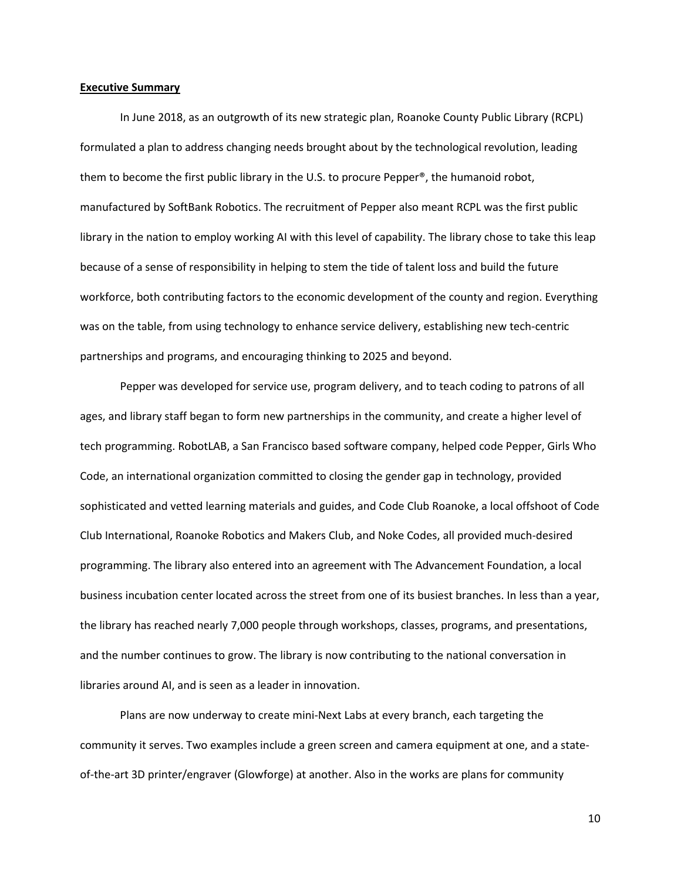**Executive Summary**

In June 2018, as an outgrowth of its new strategic plan, Roanoke County Public Library (RCPL) formulated a plan to address changing needs brought about by the technological revolution, leading them to become the first public library in the U.S. to procure Pepper®, the humanoid robot, manufactured by SoftBank Robotics. The recruitment of Pepper also meant RCPL was the first public library in the nation to employ working AI with this level of capability. The library chose to take this leap because of a sense of responsibility in helping to stem the tide of talent loss and build the future workforce, both contributing factors to the economic development of the county and region. Everything was on the table, from using technology to enhance service delivery, establishing new tech-centric partnerships and programs, and encouraging thinking to 2025 and beyond.

Pepper was developed for service use, program delivery, and to teach coding to patrons of all ages, and library staff began to form new partnerships in the community, and create a higher level of tech programming. RobotLAB, a San Francisco based software company, helped code Pepper, Girls Who Code, an international organization committed to closing the gender gap in technology, provided sophisticated and vetted learning materials and guides, and Code Club Roanoke, a local offshoot of Code Club International, Roanoke Robotics and Makers Club, and Noke Codes, all provided much-desired programming. The library also entered into an agreement with The Advancement Foundation, a local business incubation center located across the street from one of its busiest branches. In less than a year, the library has reached nearly 7,000 people through workshops, classes, programs, and presentations, and the number continues to grow. The library is now contributing to the national conversation in libraries around AI, and is seen as a leader in innovation.

Plans are now underway to create mini-Next Labs at every branch, each targeting the community it serves. Two examples include a green screen and camera equipment at one, and a state-of-the-art 3D printer/engraver (Glowforge) at another. Also in the works are plans for community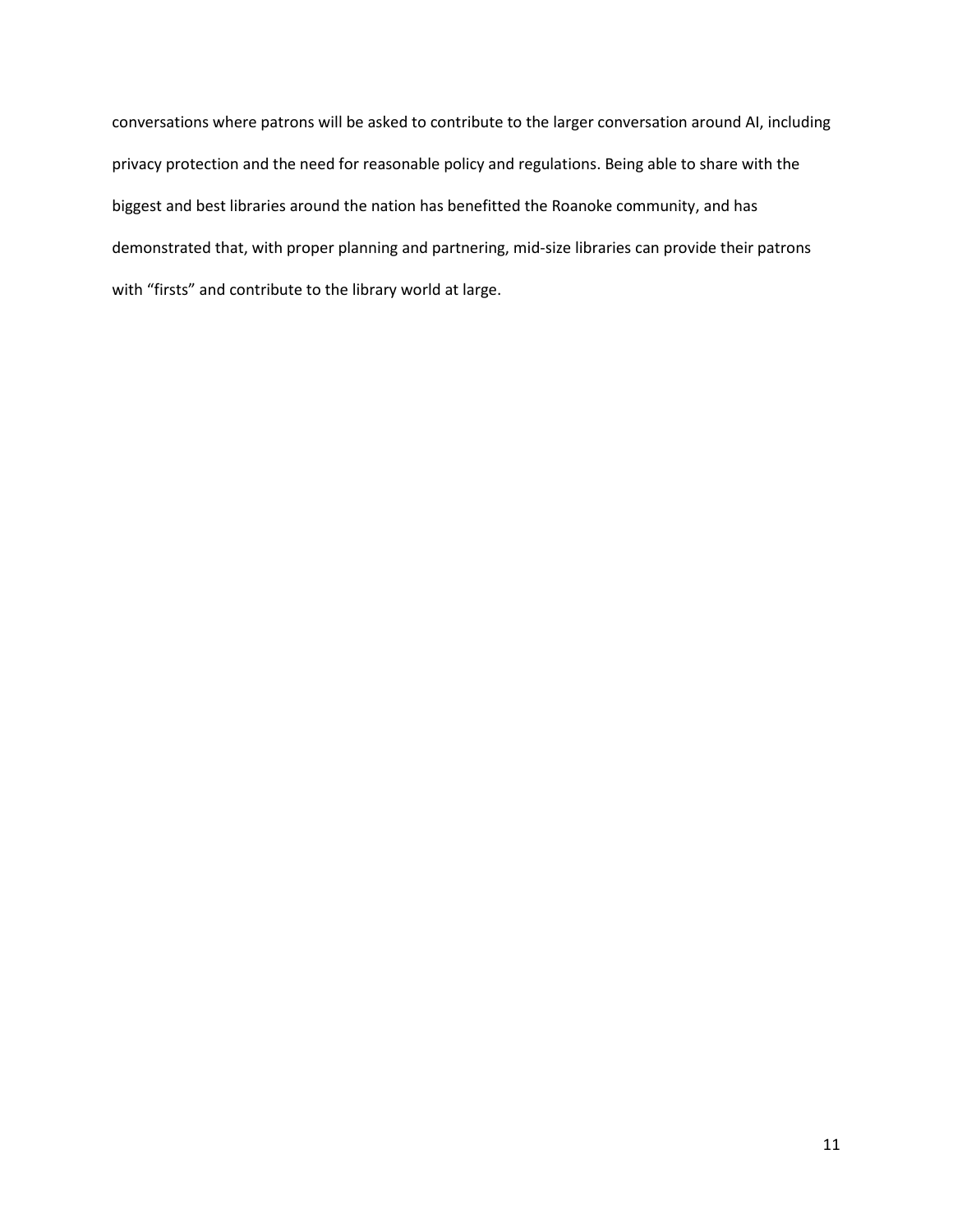conversations where patrons will be asked to contribute to the larger conversation around AI, including privacy protection and the need for reasonable policy and regulations. Being able to share with the biggest and best libraries around the nation has benefitted the Roanoke community, and has demonstrated that, with proper planning and partnering, mid-size libraries can provide their patrons with “firsts” and contribute to the library world at large.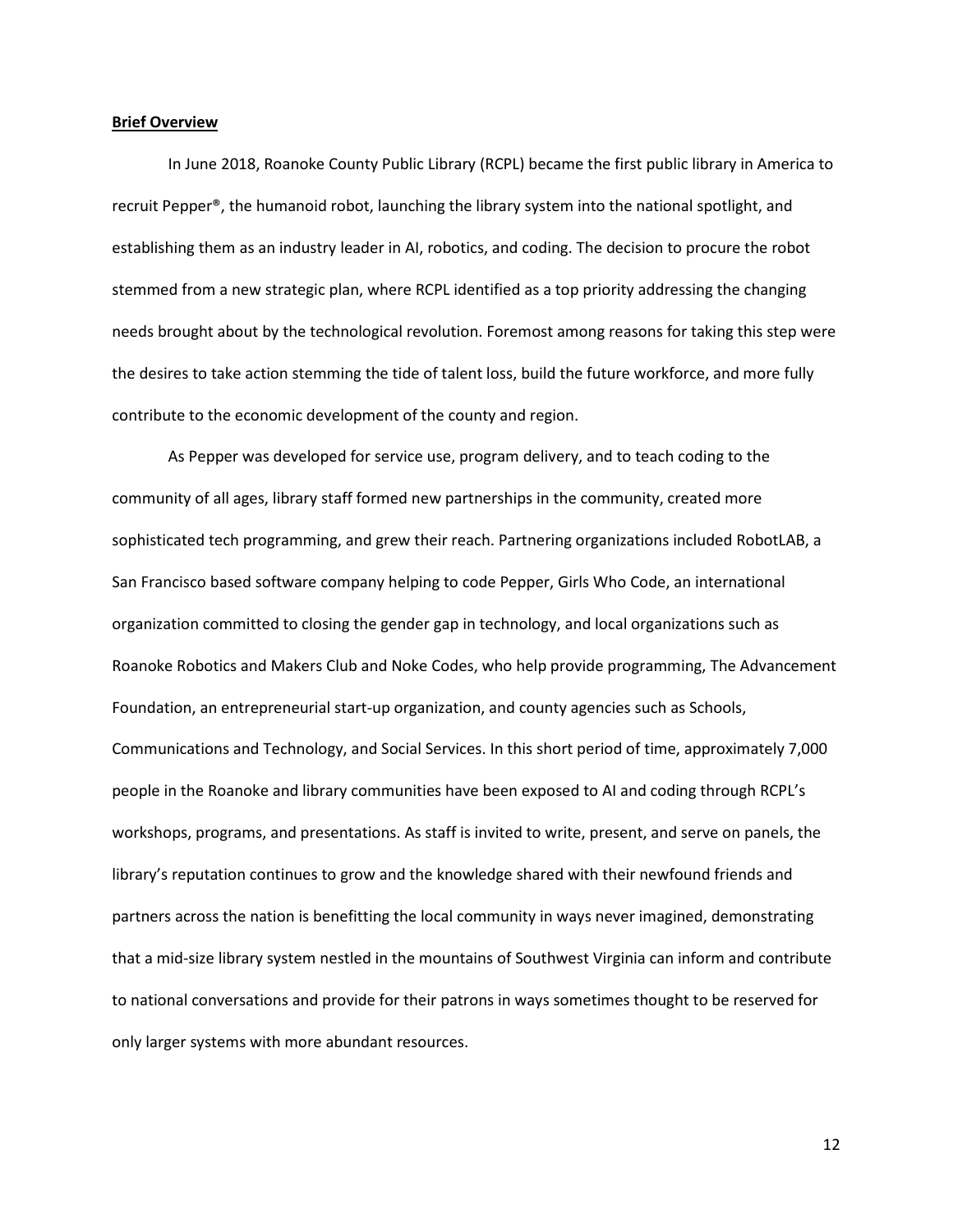**Brief Overview**

In June 2018, Roanoke County Public Library (RCPL) became the first public library in America to recruit Pepper®, the humanoid robot, launching the library system into the national spotlight, and establishing them as an industry leader in AI, robotics, and coding. The decision to procure the robot stemmed from a new strategic plan, where RCPL identified as a top priority addressing the changing needs brought about by the technological revolution. Foremost among reasons for taking this step were the desires to take action stemming the tide of talent loss, build the future workforce, and more fully contribute to the economic development of the county and region.

As Pepper was developed for service use, program delivery, and to teach coding to the community of all ages, library staff formed new partnerships in the community, created more sophisticated tech programming, and grew their reach. Partnering organizations included RobotLAB, a San Francisco based software company helping to code Pepper, Girls Who Code, an international organization committed to closing the gender gap in technology, and local organizations such as Roanoke Robotics and Makers Club and Noke Codes, who help provide programming, The Advancement Foundation, an entrepreneurial start-up organization, and county agencies such as Schools, Communications and Technology, and Social Services. In this short period of time, approximately 7,000 people in the Roanoke and library communities have been exposed to AI and coding through RCPL's workshops, programs, and presentations. As staff is invited to write, present, and serve on panels, the library's reputation continues to grow and the knowledge shared with their newfound friends and partners across the nation is benefitting the local community in ways never imagined, demonstrating that a mid-size library system nestled in the mountains of Southwest Virginia can inform and contribute to national conversations and provide for their patrons in ways sometimes thought to be reserved for only larger systems with more abundant resources.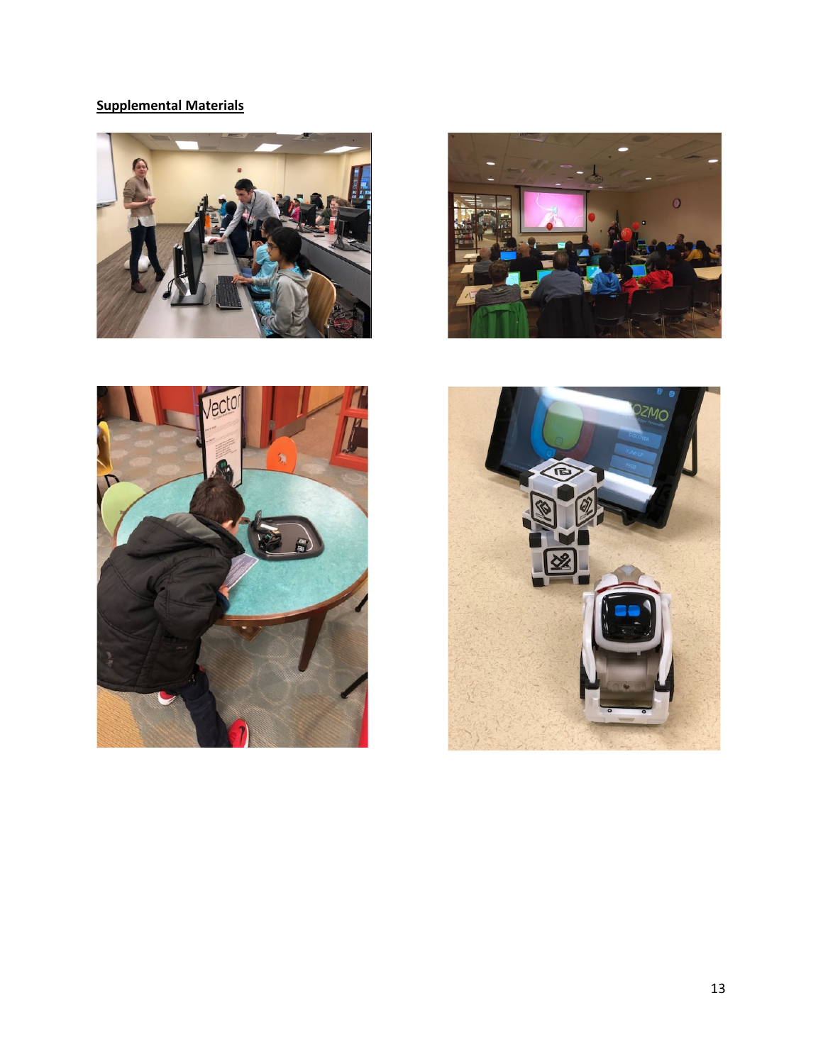**Supplemental Materials**